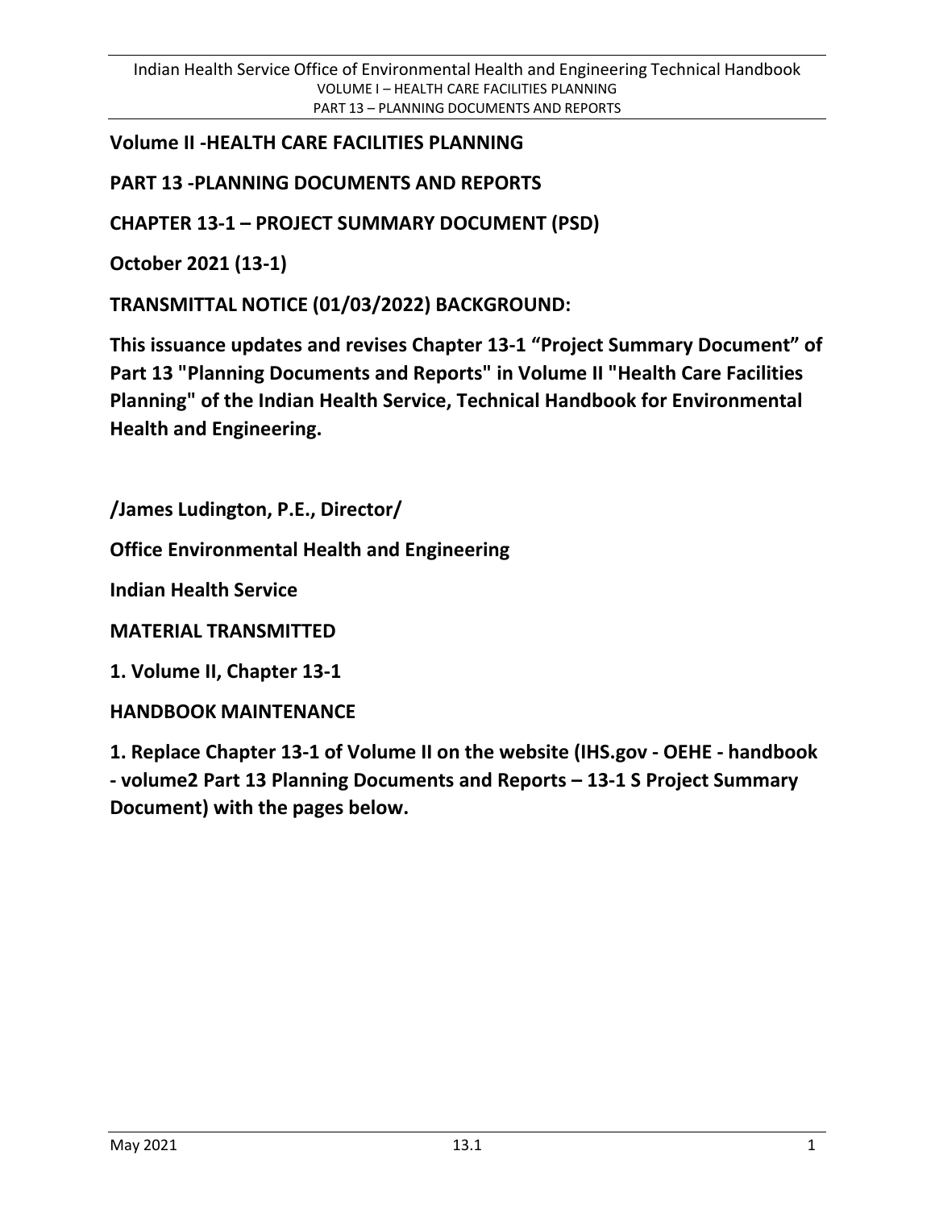**Volume II -HEALTH CARE FACILITIES PLANNING**

**PART 13 -PLANNING DOCUMENTS AND REPORTS**

**CHAPTER 13-1 – PROJECT SUMMARY DOCUMENT (PSD)**

**October 2021 (13-1)**

**TRANSMITTAL NOTICE (01/03/2022) BACKGROUND:**

**This issuance updates and revises Chapter 13-1 "Project Summary Document" of Part 13 "Planning Documents and Reports" in Volume II "Health Care Facilities Planning" of the Indian Health Service, Technical Handbook for Environmental Health and Engineering.**

**/James Ludington, P.E., Director/**

**Office Environmental Health and Engineering**

**Indian Health Service**

**MATERIAL TRANSMITTED**

**1. Volume II, Chapter 13-1**

**HANDBOOK MAINTENANCE**

**1. Replace Chapter 13-1 of Volume II on the website (IHS.gov - OEHE - handbook - volume2 Part 13 Planning Documents and Reports – 13-1 S Project Summary Document) with the pages below.**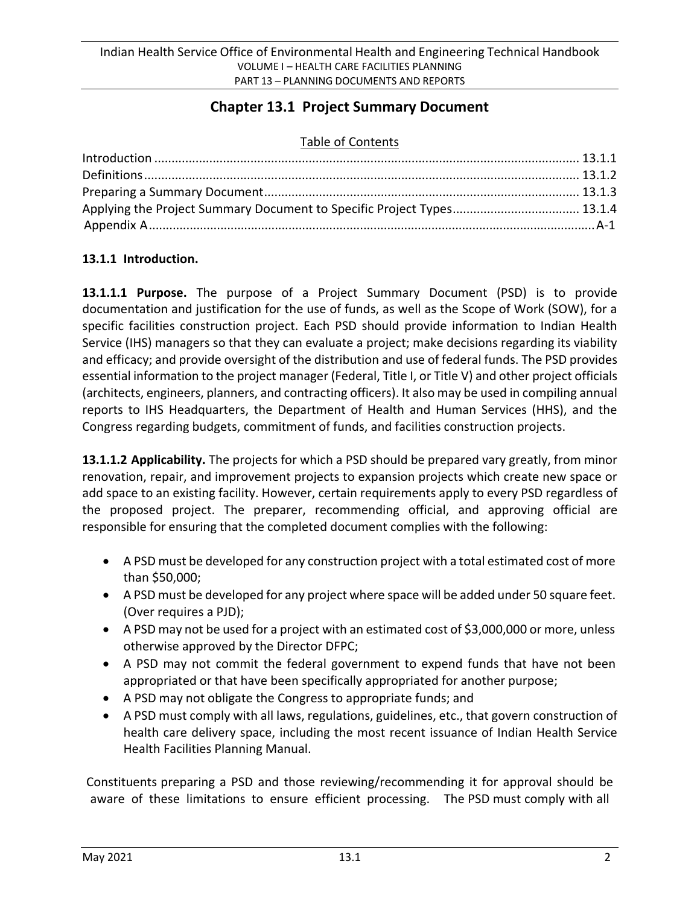## Chapter 13.1 Project Summary Document

Table of Contents

Introduction .......................................................................................................................... 13.1.1
Definitions............................................................................................................................ 13.1.2
Preparing a Summary Document.......................................................................................... 13.1.3
Applying the Project Summary Document to Specific Project Types..................................... 13.1.4
Appendix A................................................................................................................................A-1

### 13.1.1 Introduction.

**13.1.1.1 Purpose.** The purpose of a Project Summary Document (PSD) is to provide documentation and justification for the use of funds, as well as the Scope of Work (SOW), for a specific facilities construction project. Each PSD should provide information to Indian Health Service (IHS) managers so that they can evaluate a project; make decisions regarding its viability and efficacy; and provide oversight of the distribution and use of federal funds. The PSD provides essential information to the project manager (Federal, Title I, or Title V) and other project officials (architects, engineers, planners, and contracting officers). It also may be used in compiling annual reports to IHS Headquarters, the Department of Health and Human Services (HHS), and the Congress regarding budgets, commitment of funds, and facilities construction projects.

**13.1.1.2 Applicability.** The projects for which a PSD should be prepared vary greatly, from minor renovation, repair, and improvement projects to expansion projects which create new space or add space to an existing facility. However, certain requirements apply to every PSD regardless of the proposed project. The preparer, recommending official, and approving official are responsible for ensuring that the completed document complies with the following:

- A PSD must be developed for any construction project with a total estimated cost of more than $50,000;
- A PSD must be developed for any project where space will be added under 50 square feet. (Over requires a PJD);
- A PSD may not be used for a project with an estimated cost of $3,000,000 or more, unless otherwise approved by the Director DFPC;
- A PSD may not commit the federal government to expend funds that have not been appropriated or that have been specifically appropriated for another purpose;
- A PSD may not obligate the Congress to appropriate funds; and
- A PSD must comply with all laws, regulations, guidelines, etc., that govern construction of health care delivery space, including the most recent issuance of Indian Health Service Health Facilities Planning Manual.

Constituents preparing a PSD and those reviewing/recommending it for approval should be aware of these limitations to ensure efficient processing. The PSD must comply with all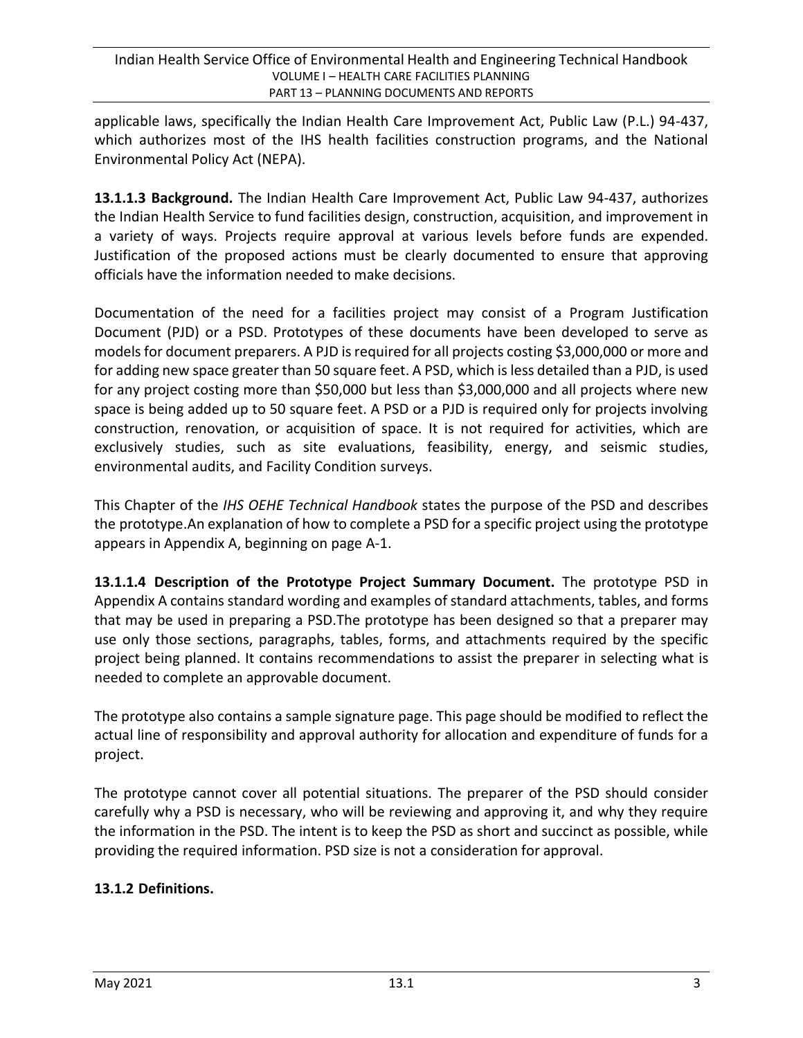applicable laws, specifically the Indian Health Care Improvement Act, Public Law (P.L.) 94-437, which authorizes most of the IHS health facilities construction programs, and the National Environmental Policy Act (NEPA).

**13.1.1.3 Background.** The Indian Health Care Improvement Act, Public Law 94-437, authorizes the Indian Health Service to fund facilities design, construction, acquisition, and improvement in a variety of ways. Projects require approval at various levels before funds are expended. Justification of the proposed actions must be clearly documented to ensure that approving officials have the information needed to make decisions.

Documentation of the need for a facilities project may consist of a Program Justification Document (PJD) or a PSD. Prototypes of these documents have been developed to serve as models for document preparers. A PJD is required for all projects costing $3,000,000 or more and for adding new space greater than 50 square feet. A PSD, which is less detailed than a PJD, is used for any project costing more than $50,000 but less than $3,000,000 and all projects where new space is being added up to 50 square feet. A PSD or a PJD is required only for projects involving construction, renovation, or acquisition of space. It is not required for activities, which are exclusively studies, such as site evaluations, feasibility, energy, and seismic studies, environmental audits, and Facility Condition surveys.

This Chapter of the *IHS OEHE Technical Handbook* states the purpose of the PSD and describes the prototype.An explanation of how to complete a PSD for a specific project using the prototype appears in Appendix A, beginning on page A-1.

**13.1.1.4 Description of the Prototype Project Summary Document.** The prototype PSD in Appendix A contains standard wording and examples of standard attachments, tables, and forms that may be used in preparing a PSD.The prototype has been designed so that a preparer may use only those sections, paragraphs, tables, forms, and attachments required by the specific project being planned. It contains recommendations to assist the preparer in selecting what is needed to complete an approvable document.

The prototype also contains a sample signature page. This page should be modified to reflect the actual line of responsibility and approval authority for allocation and expenditure of funds for a project.

The prototype cannot cover all potential situations. The preparer of the PSD should consider carefully why a PSD is necessary, who will be reviewing and approving it, and why they require the information in the PSD. The intent is to keep the PSD as short and succinct as possible, while providing the required information. PSD size is not a consideration for approval.

**13.1.2 Definitions.**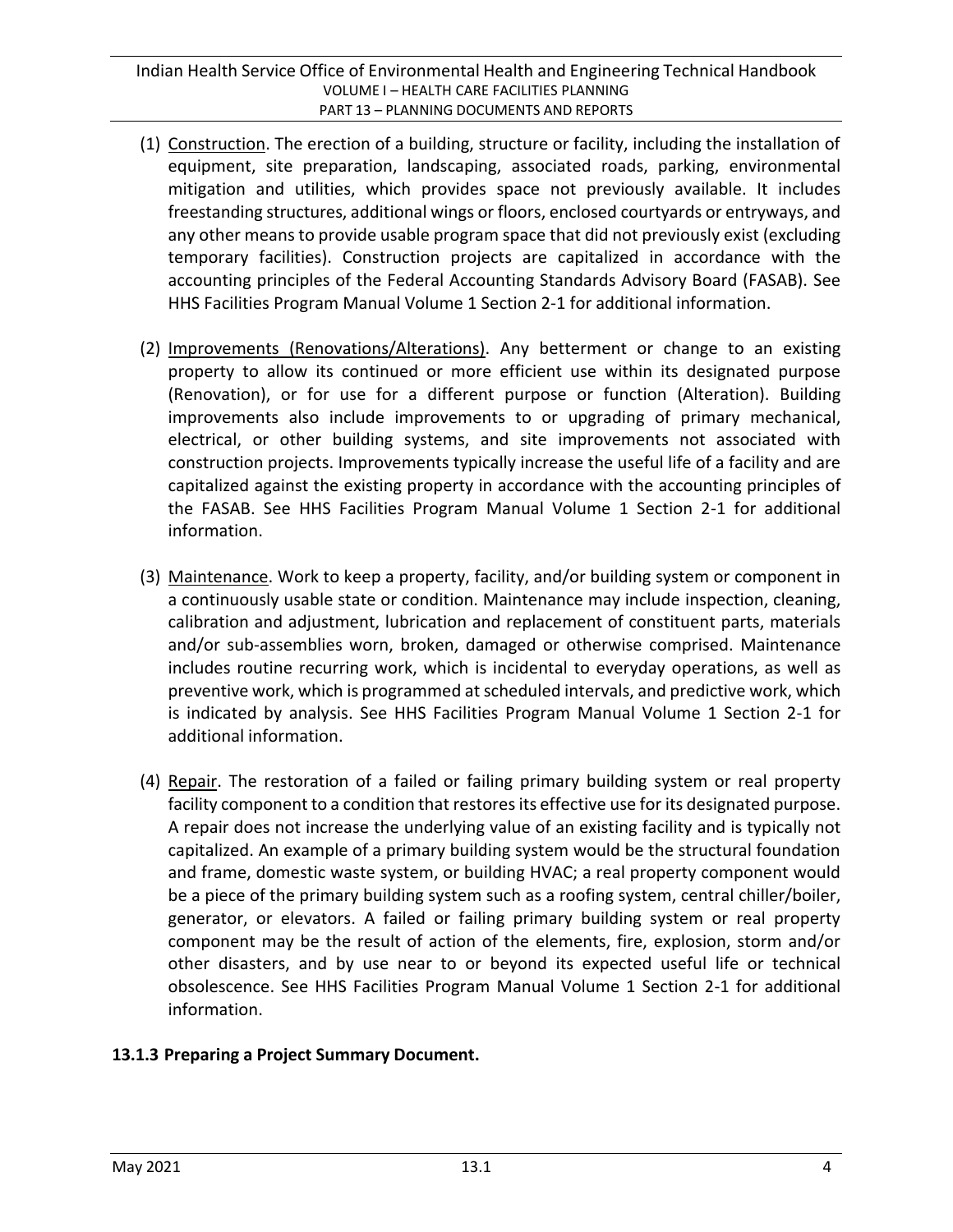(1) Construction. The erection of a building, structure or facility, including the installation of equipment, site preparation, landscaping, associated roads, parking, environmental mitigation and utilities, which provides space not previously available. It includes freestanding structures, additional wings or floors, enclosed courtyards or entryways, and any other means to provide usable program space that did not previously exist (excluding temporary facilities). Construction projects are capitalized in accordance with the accounting principles of the Federal Accounting Standards Advisory Board (FASAB). See HHS Facilities Program Manual Volume 1 Section 2-1 for additional information.

(2) Improvements (Renovations/Alterations). Any betterment or change to an existing property to allow its continued or more efficient use within its designated purpose (Renovation), or for use for a different purpose or function (Alteration). Building improvements also include improvements to or upgrading of primary mechanical, electrical, or other building systems, and site improvements not associated with construction projects. Improvements typically increase the useful life of a facility and are capitalized against the existing property in accordance with the accounting principles of the FASAB. See HHS Facilities Program Manual Volume 1 Section 2-1 for additional information.

(3) Maintenance. Work to keep a property, facility, and/or building system or component in a continuously usable state or condition. Maintenance may include inspection, cleaning, calibration and adjustment, lubrication and replacement of constituent parts, materials and/or sub-assemblies worn, broken, damaged or otherwise comprised. Maintenance includes routine recurring work, which is incidental to everyday operations, as well as preventive work, which is programmed at scheduled intervals, and predictive work, which is indicated by analysis. See HHS Facilities Program Manual Volume 1 Section 2-1 for additional information.

(4) Repair. The restoration of a failed or failing primary building system or real property facility component to a condition that restores its effective use for its designated purpose. A repair does not increase the underlying value of an existing facility and is typically not capitalized. An example of a primary building system would be the structural foundation and frame, domestic waste system, or building HVAC; a real property component would be a piece of the primary building system such as a roofing system, central chiller/boiler, generator, or elevators. A failed or failing primary building system or real property component may be the result of action of the elements, fire, explosion, storm and/or other disasters, and by use near to or beyond its expected useful life or technical obsolescence. See HHS Facilities Program Manual Volume 1 Section 2-1 for additional information.

### 13.1.3 Preparing a Project Summary Document.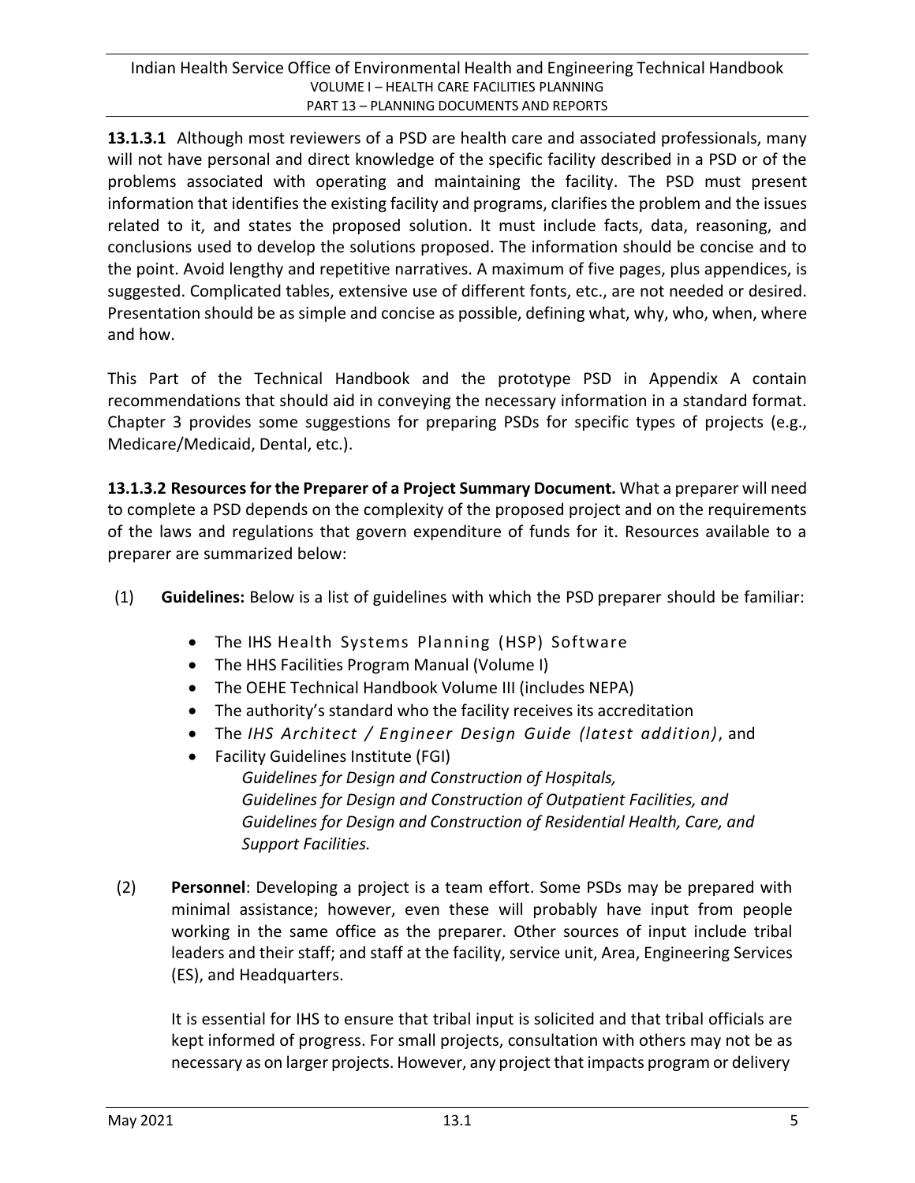**13.1.3.1** Although most reviewers of a PSD are health care and associated professionals, many will not have personal and direct knowledge of the specific facility described in a PSD or of the problems associated with operating and maintaining the facility. The PSD must present information that identifies the existing facility and programs, clarifies the problem and the issues related to it, and states the proposed solution. It must include facts, data, reasoning, and conclusions used to develop the solutions proposed. The information should be concise and to the point. Avoid lengthy and repetitive narratives. A maximum of five pages, plus appendices, is suggested. Complicated tables, extensive use of different fonts, etc., are not needed or desired. Presentation should be as simple and concise as possible, defining what, why, who, when, where and how.

This Part of the Technical Handbook and the prototype PSD in Appendix A contain recommendations that should aid in conveying the necessary information in a standard format. Chapter 3 provides some suggestions for preparing PSDs for specific types of projects (e.g., Medicare/Medicaid, Dental, etc.).

**13.1.3.2 Resources for the Preparer of a Project Summary Document.** What a preparer will need to complete a PSD depends on the complexity of the proposed project and on the requirements of the laws and regulations that govern expenditure of funds for it. Resources available to a preparer are summarized below:

(1) **Guidelines:** Below is a list of guidelines with which the PSD preparer should be familiar:

- The IHS Health Systems Planning (HSP) Software
- The HHS Facilities Program Manual (Volume I)
- The OEHE Technical Handbook Volume III (includes NEPA)
- The authority's standard who the facility receives its accreditation
- The *IHS Architect / Engineer Design Guide (latest addition)*, and
- Facility Guidelines Institute (FGI)
  - *Guidelines for Design and Construction of Hospitals,*
  - *Guidelines for Design and Construction of Outpatient Facilities, and*
  - *Guidelines for Design and Construction of Residential Health, Care, and Support Facilities.*

(2) **Personnel**: Developing a project is a team effort. Some PSDs may be prepared with minimal assistance; however, even these will probably have input from people working in the same office as the preparer. Other sources of input include tribal leaders and their staff; and staff at the facility, service unit, Area, Engineering Services (ES), and Headquarters.

It is essential for IHS to ensure that tribal input is solicited and that tribal officials are kept informed of progress. For small projects, consultation with others may not be as necessary as on larger projects. However, any project that impacts program or delivery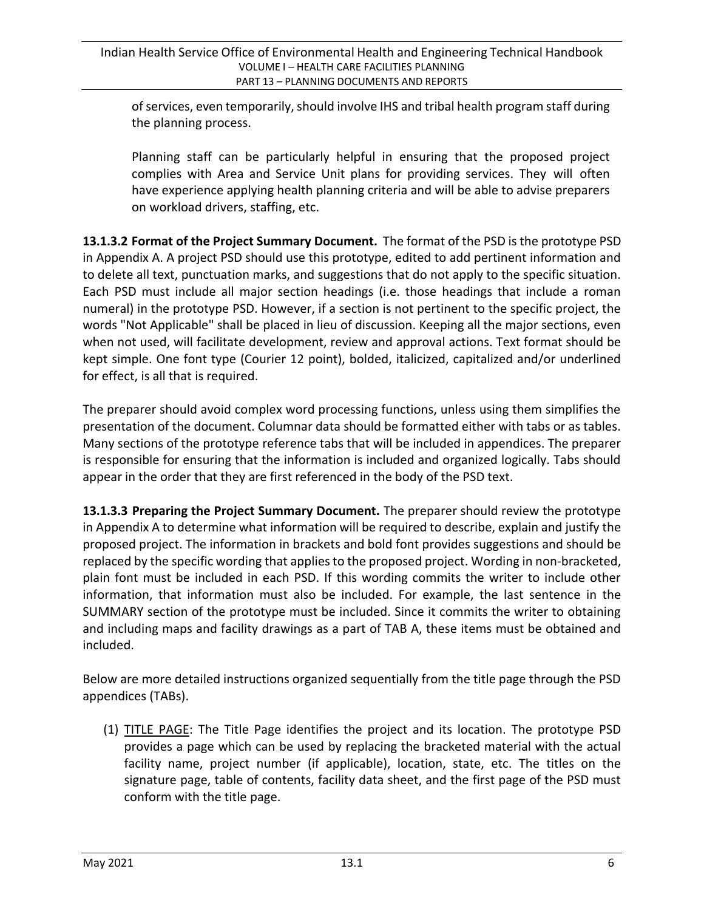of services, even temporarily, should involve IHS and tribal health program staff during the planning process.

Planning staff can be particularly helpful in ensuring that the proposed project complies with Area and Service Unit plans for providing services. They will often have experience applying health planning criteria and will be able to advise preparers on workload drivers, staffing, etc.

**13.1.3.2 Format of the Project Summary Document.** The format of the PSD is the prototype PSD in Appendix A. A project PSD should use this prototype, edited to add pertinent information and to delete all text, punctuation marks, and suggestions that do not apply to the specific situation. Each PSD must include all major section headings (i.e. those headings that include a roman numeral) in the prototype PSD. However, if a section is not pertinent to the specific project, the words "Not Applicable" shall be placed in lieu of discussion. Keeping all the major sections, even when not used, will facilitate development, review and approval actions. Text format should be kept simple. One font type (Courier 12 point), bolded, italicized, capitalized and/or underlined for effect, is all that is required.

The preparer should avoid complex word processing functions, unless using them simplifies the presentation of the document. Columnar data should be formatted either with tabs or as tables. Many sections of the prototype reference tabs that will be included in appendices. The preparer is responsible for ensuring that the information is included and organized logically. Tabs should appear in the order that they are first referenced in the body of the PSD text.

**13.1.3.3 Preparing the Project Summary Document.** The preparer should review the prototype in Appendix A to determine what information will be required to describe, explain and justify the proposed project. The information in brackets and bold font provides suggestions and should be replaced by the specific wording that applies to the proposed project. Wording in non-bracketed, plain font must be included in each PSD. If this wording commits the writer to include other information, that information must also be included. For example, the last sentence in the SUMMARY section of the prototype must be included. Since it commits the writer to obtaining and including maps and facility drawings as a part of TAB A, these items must be obtained and included.

Below are more detailed instructions organized sequentially from the title page through the PSD appendices (TABs).

(1) <u>TITLE PAGE</u>: The Title Page identifies the project and its location. The prototype PSD provides a page which can be used by replacing the bracketed material with the actual facility name, project number (if applicable), location, state, etc. The titles on the signature page, table of contents, facility data sheet, and the first page of the PSD must conform with the title page.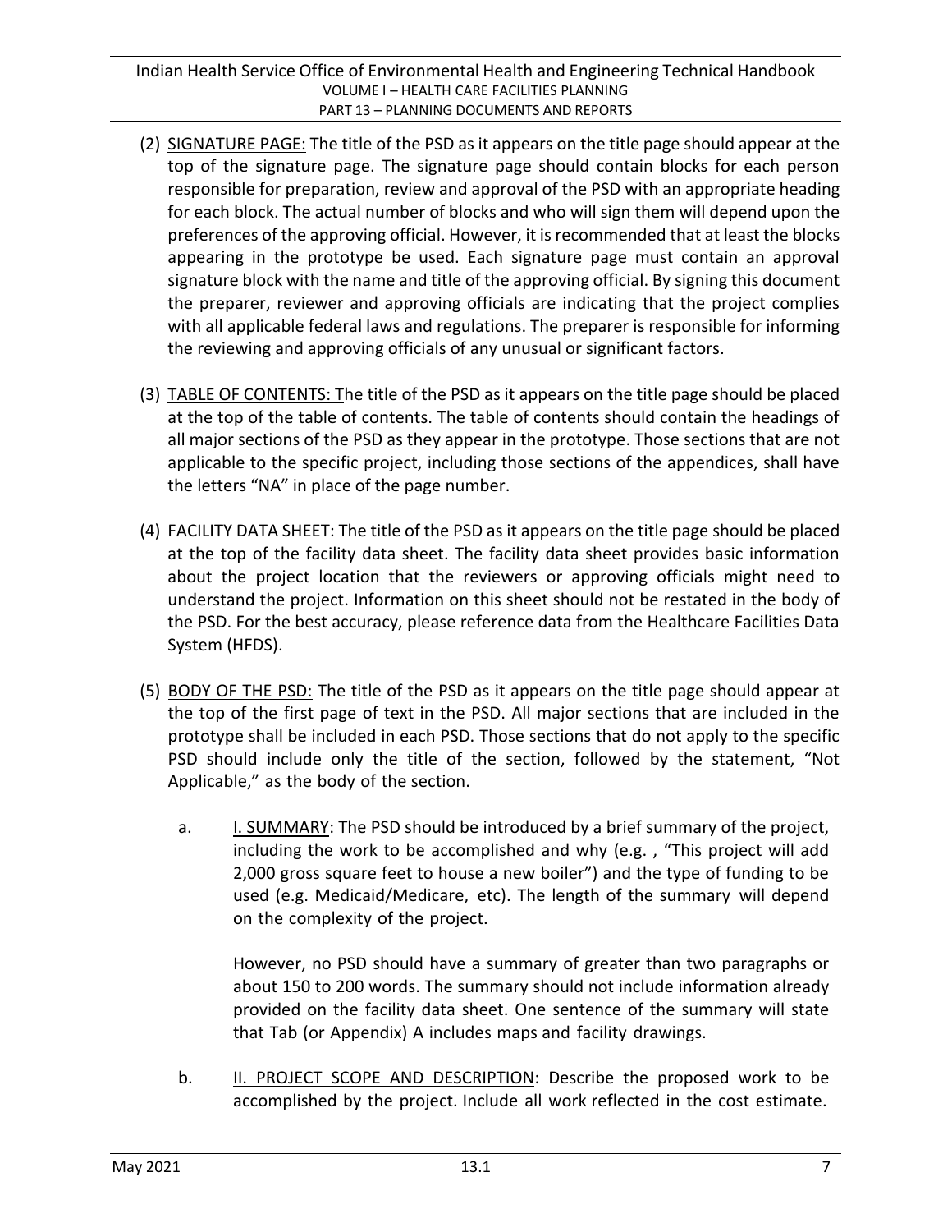(2) <u>SIGNATURE PAGE:</u> The title of the PSD as it appears on the title page should appear at the top of the signature page. The signature page should contain blocks for each person responsible for preparation, review and approval of the PSD with an appropriate heading for each block. The actual number of blocks and who will sign them will depend upon the preferences of the approving official. However, it is recommended that at least the blocks appearing in the prototype be used. Each signature page must contain an approval signature block with the name and title of the approving official. By signing this document the preparer, reviewer and approving officials are indicating that the project complies with all applicable federal laws and regulations. The preparer is responsible for informing the reviewing and approving officials of any unusual or significant factors.

(3) <u>TABLE OF CONTENTS:</u> The title of the PSD as it appears on the title page should be placed at the top of the table of contents. The table of contents should contain the headings of all major sections of the PSD as they appear in the prototype. Those sections that are not applicable to the specific project, including those sections of the appendices, shall have the letters "NA" in place of the page number.

(4) <u>FACILITY DATA SHEET:</u> The title of the PSD as it appears on the title page should be placed at the top of the facility data sheet. The facility data sheet provides basic information about the project location that the reviewers or approving officials might need to understand the project. Information on this sheet should not be restated in the body of the PSD. For the best accuracy, please reference data from the Healthcare Facilities Data System (HFDS).

(5) <u>BODY OF THE PSD:</u> The title of the PSD as it appears on the title page should appear at the top of the first page of text in the PSD. All major sections that are included in the prototype shall be included in each PSD. Those sections that do not apply to the specific PSD should include only the title of the section, followed by the statement, "Not Applicable," as the body of the section.

   a. <u>I. SUMMARY</u>: The PSD should be introduced by a brief summary of the project, including the work to be accomplished and why (e.g. , "This project will add 2,000 gross square feet to house a new boiler") and the type of funding to be used (e.g. Medicaid/Medicare, etc). The length of the summary will depend on the complexity of the project.

   However, no PSD should have a summary of greater than two paragraphs or about 150 to 200 words. The summary should not include information already provided on the facility data sheet. One sentence of the summary will state that Tab (or Appendix) A includes maps and facility drawings.

   b. <u>II. PROJECT SCOPE AND DESCRIPTION</u>: Describe the proposed work to be accomplished by the project. Include all work reflected in the cost estimate.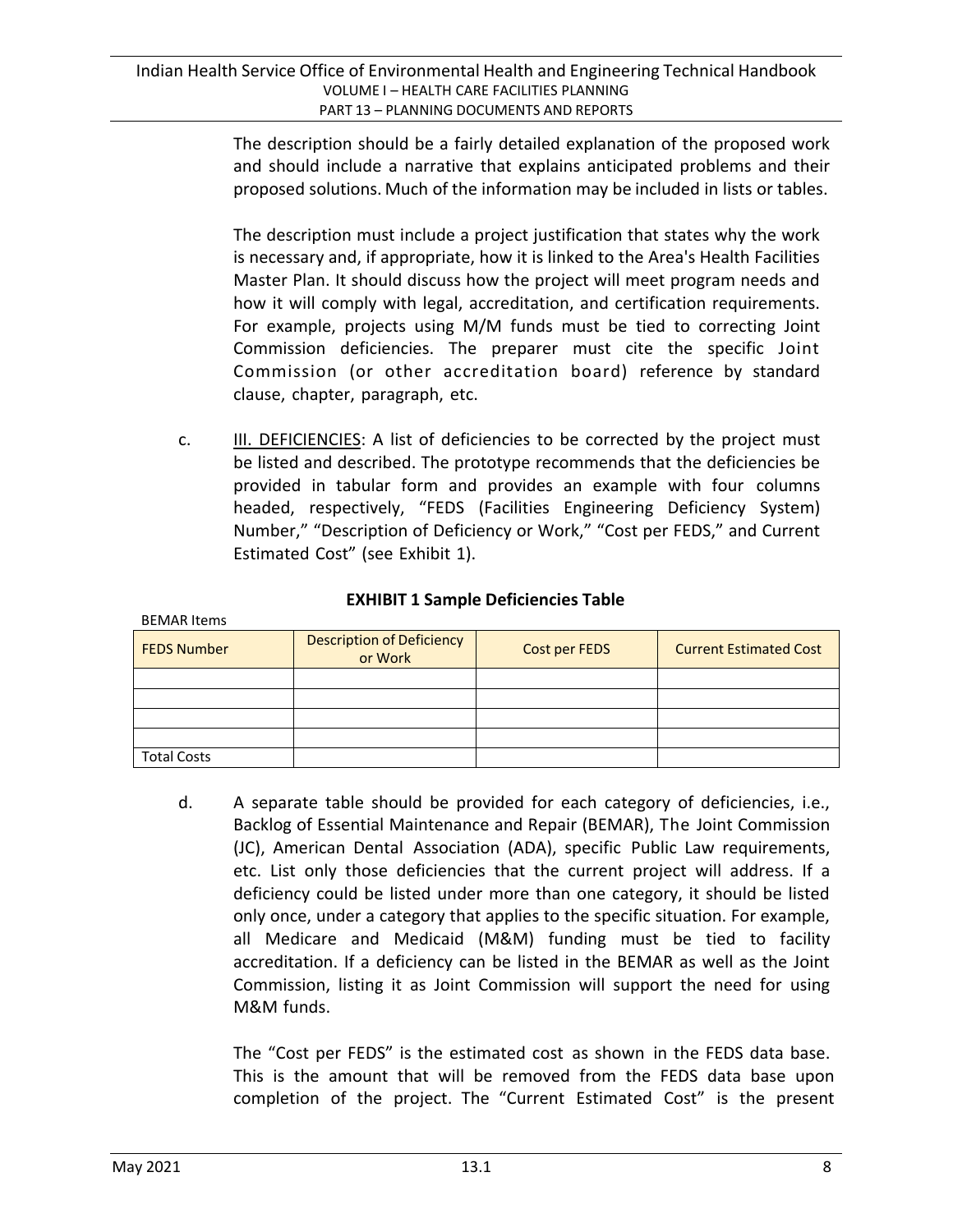The description should be a fairly detailed explanation of the proposed work and should include a narrative that explains anticipated problems and their proposed solutions. Much of the information may be included in lists or tables.

The description must include a project justification that states why the work is necessary and, if appropriate, how it is linked to the Area's Health Facilities Master Plan. It should discuss how the project will meet program needs and how it will comply with legal, accreditation, and certification requirements. For example, projects using M/M funds must be tied to correcting Joint Commission deficiencies. The preparer must cite the specific Joint Commission (or other accreditation board) reference by standard clause, chapter, paragraph, etc.

c. III. DEFICIENCIES: A list of deficiencies to be corrected by the project must be listed and described. The prototype recommends that the deficiencies be provided in tabular form and provides an example with four columns headed, respectively, "FEDS (Facilities Engineering Deficiency System) Number," "Description of Deficiency or Work," "Cost per FEDS," and Current Estimated Cost" (see Exhibit 1).

**EXHIBIT 1 Sample Deficiencies Table**

BEMAR Items

| FEDS Number | Description of Deficiency or Work | Cost per FEDS | Current Estimated Cost |
|---|---|---|---|
| | | | |
| | | | |
| | | | |
| | | | |
| Total Costs | | | |

d. A separate table should be provided for each category of deficiencies, i.e., Backlog of Essential Maintenance and Repair (BEMAR), The Joint Commission (JC), American Dental Association (ADA), specific Public Law requirements, etc. List only those deficiencies that the current project will address. If a deficiency could be listed under more than one category, it should be listed only once, under a category that applies to the specific situation. For example, all Medicare and Medicaid (M&M) funding must be tied to facility accreditation. If a deficiency can be listed in the BEMAR as well as the Joint Commission, listing it as Joint Commission will support the need for using M&M funds.

The "Cost per FEDS" is the estimated cost as shown in the FEDS data base. This is the amount that will be removed from the FEDS data base upon completion of the project. The "Current Estimated Cost" is the present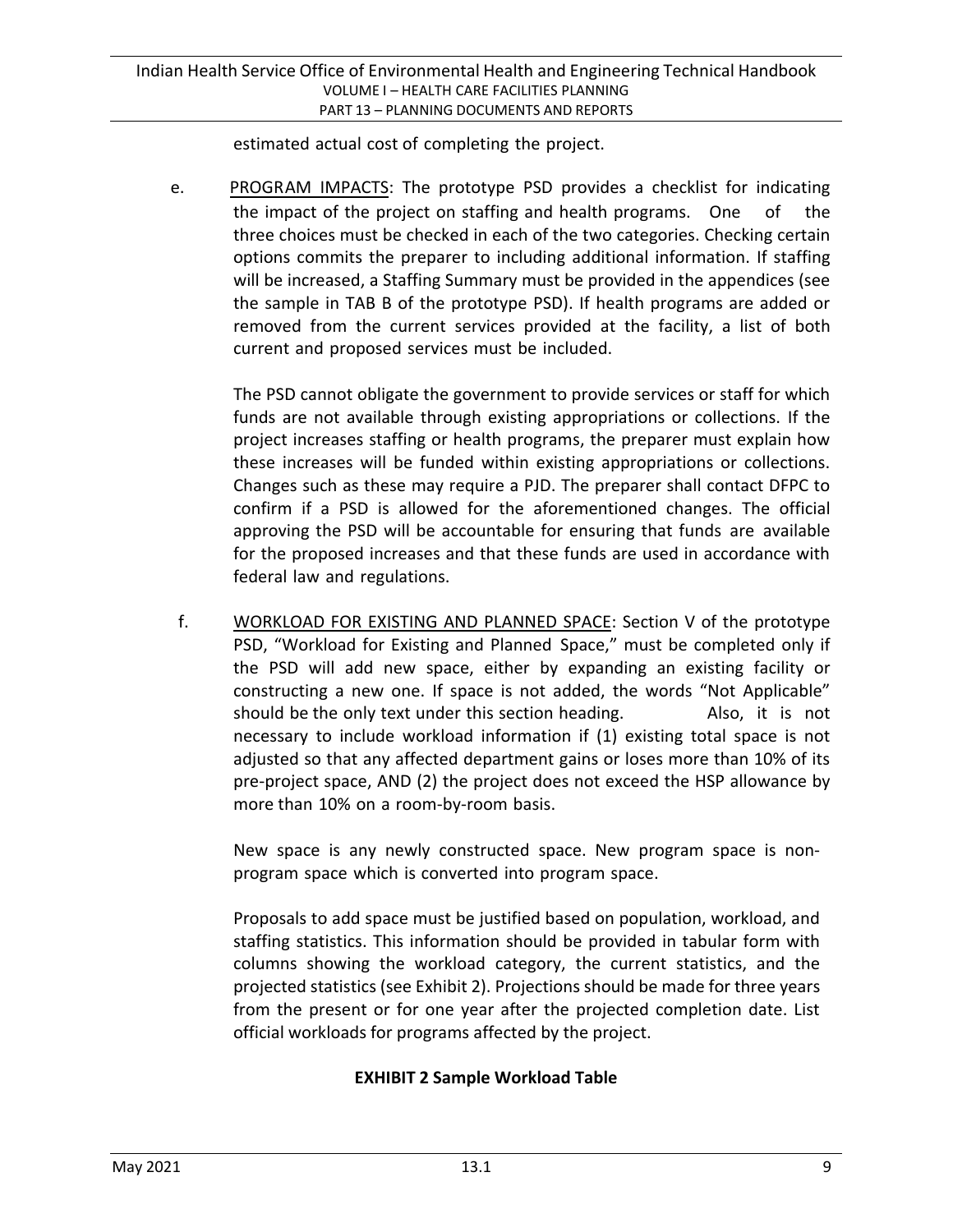estimated actual cost of completing the project.

e. PROGRAM IMPACTS: The prototype PSD provides a checklist for indicating the impact of the project on staffing and health programs. One of the three choices must be checked in each of the two categories. Checking certain options commits the preparer to including additional information. If staffing will be increased, a Staffing Summary must be provided in the appendices (see the sample in TAB B of the prototype PSD). If health programs are added or removed from the current services provided at the facility, a list of both current and proposed services must be included.

   The PSD cannot obligate the government to provide services or staff for which funds are not available through existing appropriations or collections. If the project increases staffing or health programs, the preparer must explain how these increases will be funded within existing appropriations or collections. Changes such as these may require a PJD. The preparer shall contact DFPC to confirm if a PSD is allowed for the aforementioned changes. The official approving the PSD will be accountable for ensuring that funds are available for the proposed increases and that these funds are used in accordance with federal law and regulations.

f. WORKLOAD FOR EXISTING AND PLANNED SPACE: Section V of the prototype PSD, "Workload for Existing and Planned Space," must be completed only if the PSD will add new space, either by expanding an existing facility or constructing a new one. If space is not added, the words "Not Applicable" should be the only text under this section heading. Also, it is not necessary to include workload information if (1) existing total space is not adjusted so that any affected department gains or loses more than 10% of its pre-project space, AND (2) the project does not exceed the HSP allowance by more than 10% on a room-by-room basis.

   New space is any newly constructed space. New program space is non-program space which is converted into program space.

   Proposals to add space must be justified based on population, workload, and staffing statistics. This information should be provided in tabular form with columns showing the workload category, the current statistics, and the projected statistics (see Exhibit 2). Projections should be made for three years from the present or for one year after the projected completion date. List official workloads for programs affected by the project.

**EXHIBIT 2 Sample Workload Table**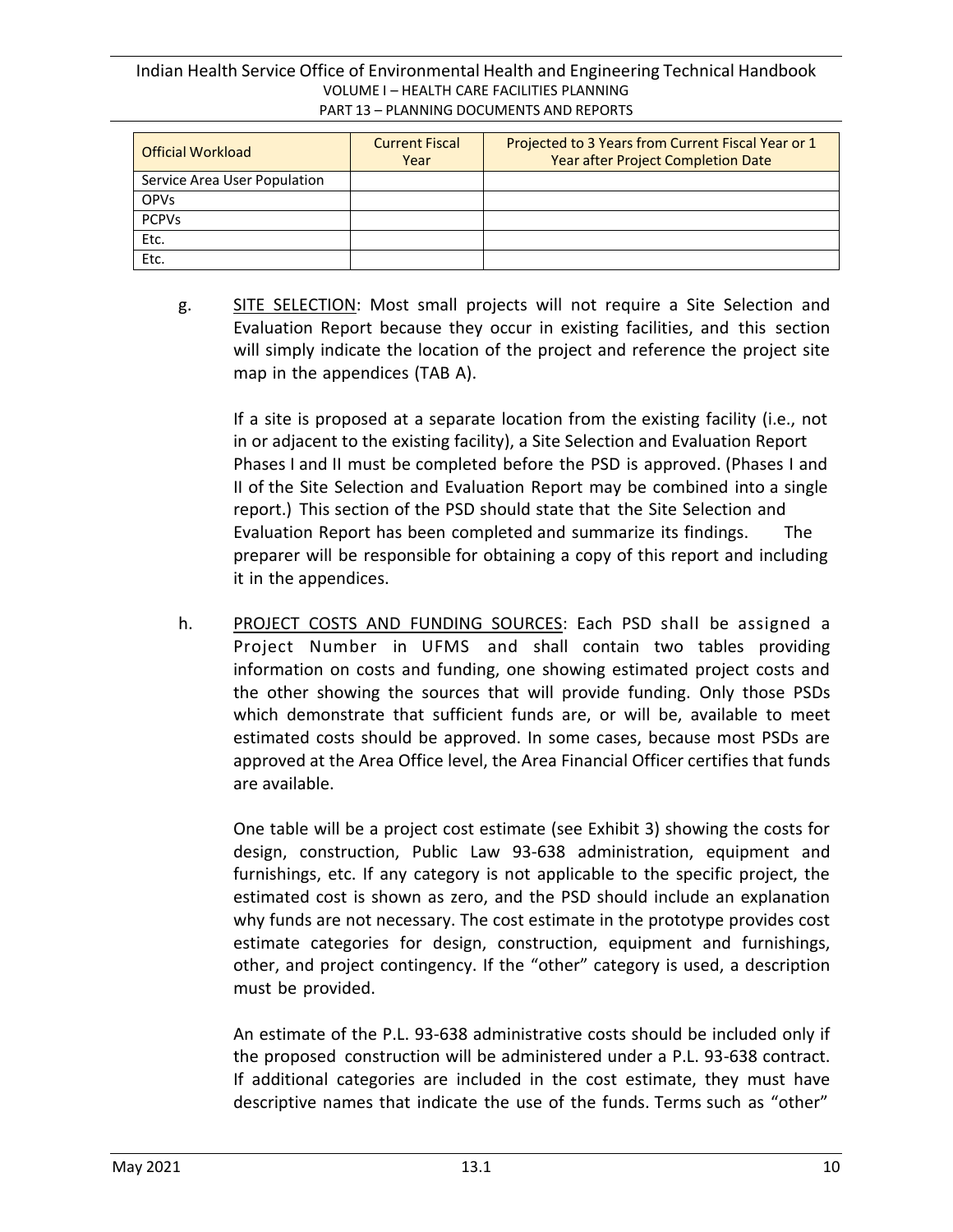| Official Workload | Current Fiscal Year | Projected to 3 Years from Current Fiscal Year or 1 Year after Project Completion Date |
|---|---|---|
| Service Area User Population | | |
| OPVs | | |
| PCPVs | | |
| Etc. | | |
| Etc. | | |

g. SITE SELECTION: Most small projects will not require a Site Selection and Evaluation Report because they occur in existing facilities, and this section will simply indicate the location of the project and reference the project site map in the appendices (TAB A).

   If a site is proposed at a separate location from the existing facility (i.e., not in or adjacent to the existing facility), a Site Selection and Evaluation Report Phases I and II must be completed before the PSD is approved. (Phases I and II of the Site Selection and Evaluation Report may be combined into a single report.) This section of the PSD should state that the Site Selection and Evaluation Report has been completed and summarize its findings. The preparer will be responsible for obtaining a copy of this report and including it in the appendices.

h. PROJECT COSTS AND FUNDING SOURCES: Each PSD shall be assigned a Project Number in UFMS and shall contain two tables providing information on costs and funding, one showing estimated project costs and the other showing the sources that will provide funding. Only those PSDs which demonstrate that sufficient funds are, or will be, available to meet estimated costs should be approved. In some cases, because most PSDs are approved at the Area Office level, the Area Financial Officer certifies that funds are available.

   One table will be a project cost estimate (see Exhibit 3) showing the costs for design, construction, Public Law 93-638 administration, equipment and furnishings, etc. If any category is not applicable to the specific project, the estimated cost is shown as zero, and the PSD should include an explanation why funds are not necessary. The cost estimate in the prototype provides cost estimate categories for design, construction, equipment and furnishings, other, and project contingency. If the "other" category is used, a description must be provided.

   An estimate of the P.L. 93-638 administrative costs should be included only if the proposed construction will be administered under a P.L. 93-638 contract. If additional categories are included in the cost estimate, they must have descriptive names that indicate the use of the funds. Terms such as "other"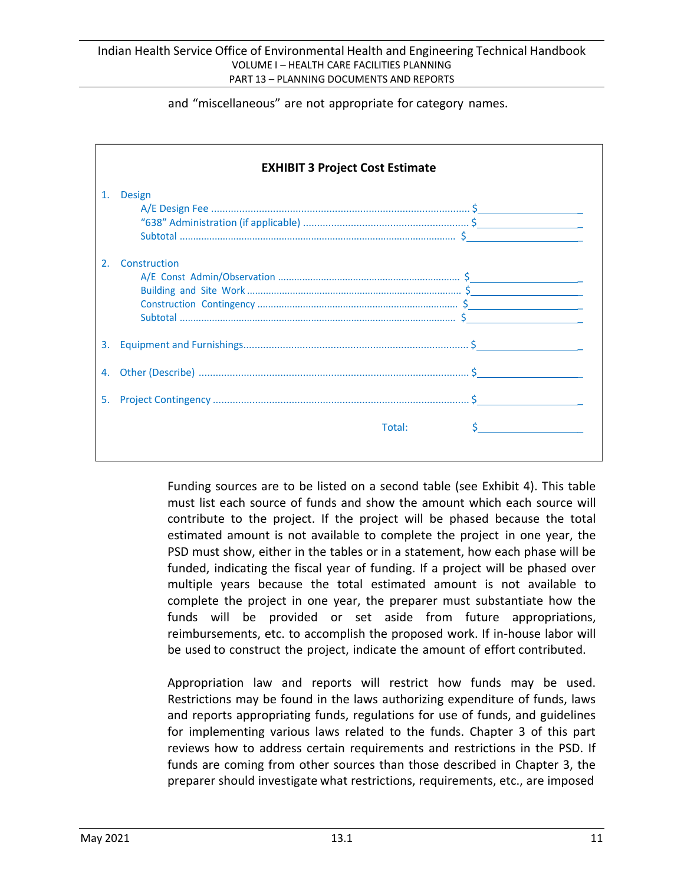and “miscellaneous” are not appropriate for category names.

**EXHIBIT 3 Project Cost Estimate**

1. Design
   - A/E Design Fee .......................................................................................... $____________________
   - “638” Administration (if applicable) ...................................................... $____________________
   - Subtotal ...................................................................................................... $____________________
2. Construction
   - A/E Const Admin/Observation .................................................................. $____________________
   - Building and Site Work .............................................................................. $____________________
   - Construction Contingency ......................................................................... $____________________
   - Subtotal ...................................................................................................... $____________________
3. Equipment and Furnishings................................................................................ $____________________
4. Other (Describe) ................................................................................................ $____________________
5. Project Contingency ........................................................................................... $____________________

Total: $____________________

Funding sources are to be listed on a second table (see Exhibit 4). This table must list each source of funds and show the amount which each source will contribute to the project. If the project will be phased because the total estimated amount is not available to complete the project in one year, the PSD must show, either in the tables or in a statement, how each phase will be funded, indicating the fiscal year of funding. If a project will be phased over multiple years because the total estimated amount is not available to complete the project in one year, the preparer must substantiate how the funds will be provided or set aside from future appropriations, reimbursements, etc. to accomplish the proposed work. If in-house labor will be used to construct the project, indicate the amount of effort contributed.

Appropriation law and reports will restrict how funds may be used. Restrictions may be found in the laws authorizing expenditure of funds, laws and reports appropriating funds, regulations for use of funds, and guidelines for implementing various laws related to the funds. Chapter 3 of this part reviews how to address certain requirements and restrictions in the PSD. If funds are coming from other sources than those described in Chapter 3, the preparer should investigate what restrictions, requirements, etc., are imposed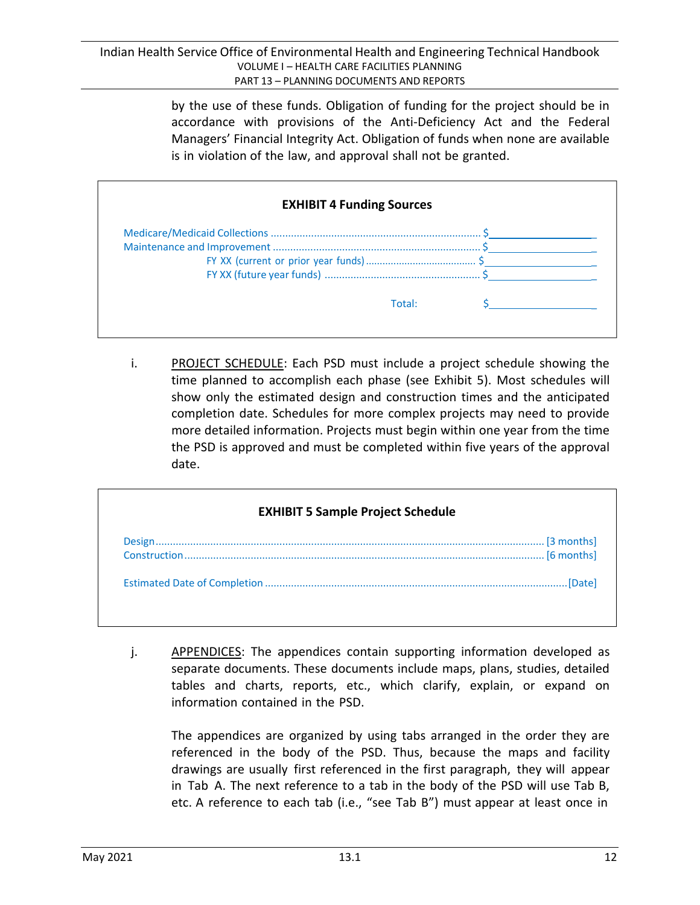by the use of these funds. Obligation of funding for the project should be in accordance with provisions of the Anti-Deficiency Act and the Federal Managers' Financial Integrity Act. Obligation of funds when none are available is in violation of the law, and approval shall not be granted.

**EXHIBIT 4 Funding Sources**

Medicare/Medicaid Collections ........................................................................ $\_\_\_\_\_\_\_\_\_\_\_\_\_\_\_\_\_\_
Maintenance and Improvement ....................................................................... $\_\_\_\_\_\_\_\_\_\_\_\_\_\_\_\_\_\_
FY XX (current or prior year funds) ....................................... $\_\_\_\_\_\_\_\_\_\_\_\_\_\_\_\_\_\_
FY XX (future year funds) ...................................................... $\_\_\_\_\_\_\_\_\_\_\_\_\_\_\_\_\_\_

Total: $\_\_\_\_\_\_\_\_\_\_\_\_\_\_\_\_\_\_

i. PROJECT SCHEDULE: Each PSD must include a project schedule showing the time planned to accomplish each phase (see Exhibit 5). Most schedules will show only the estimated design and construction times and the anticipated completion date. Schedules for more complex projects may need to provide more detailed information. Projects must begin within one year from the time the PSD is approved and must be completed within five years of the approval date.

**EXHIBIT 5 Sample Project Schedule**

Design ..................................................................................................................... [3 months]
Construction ............................................................................................................ [6 months]

Estimated Date of Completion ...........................................................................................[Date]

j. APPENDICES: The appendices contain supporting information developed as separate documents. These documents include maps, plans, studies, detailed tables and charts, reports, etc., which clarify, explain, or expand on information contained in the PSD.

The appendices are organized by using tabs arranged in the order they are referenced in the body of the PSD. Thus, because the maps and facility drawings are usually first referenced in the first paragraph, they will appear in Tab A. The next reference to a tab in the body of the PSD will use Tab B, etc. A reference to each tab (i.e., "see Tab B") must appear at least once in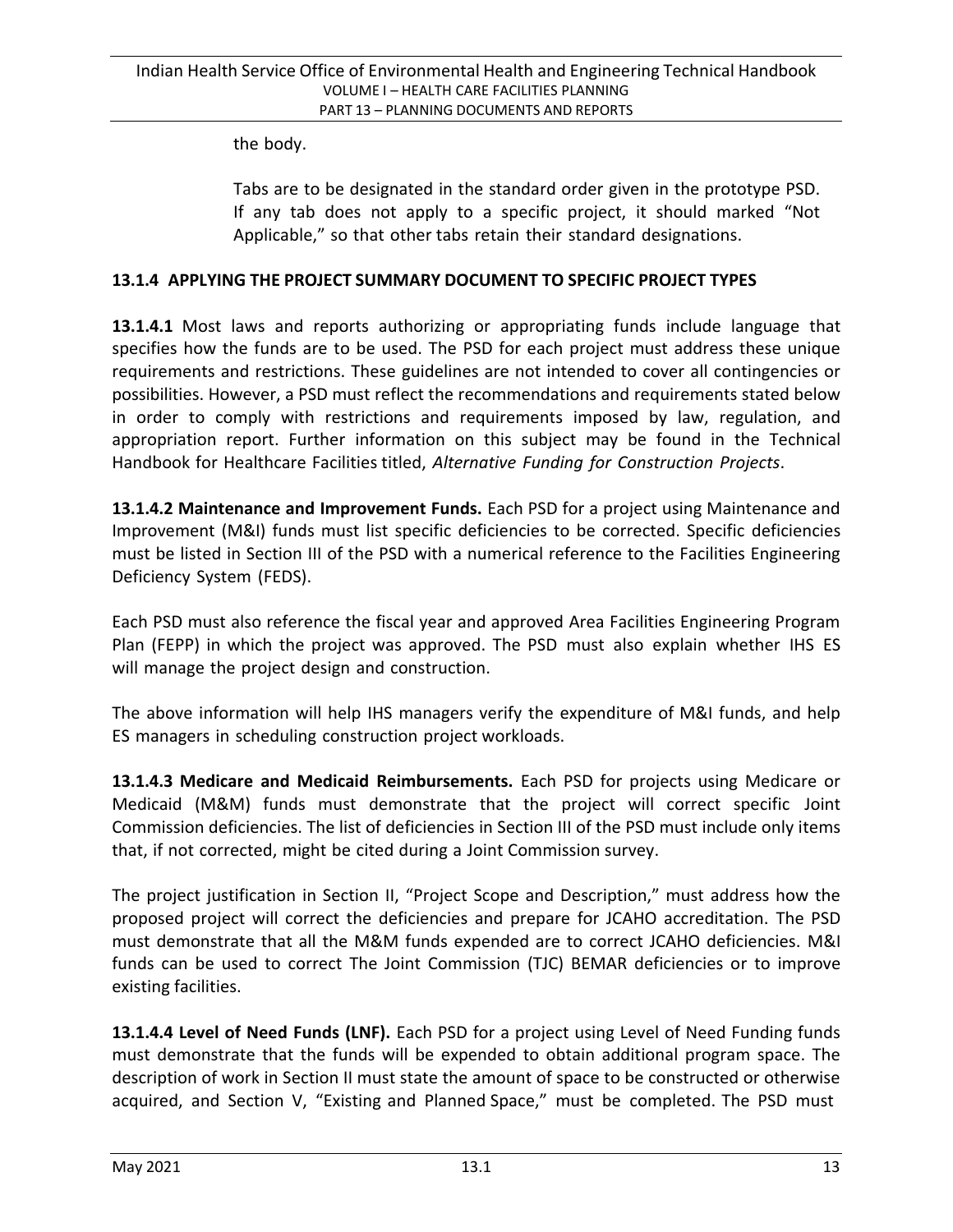the body.

Tabs are to be designated in the standard order given in the prototype PSD. If any tab does not apply to a specific project, it should marked "Not Applicable," so that other tabs retain their standard designations.

### 13.1.4 APPLYING THE PROJECT SUMMARY DOCUMENT TO SPECIFIC PROJECT TYPES

**13.1.4.1** Most laws and reports authorizing or appropriating funds include language that specifies how the funds are to be used. The PSD for each project must address these unique requirements and restrictions. These guidelines are not intended to cover all contingencies or possibilities. However, a PSD must reflect the recommendations and requirements stated below in order to comply with restrictions and requirements imposed by law, regulation, and appropriation report. Further information on this subject may be found in the Technical Handbook for Healthcare Facilities titled, *Alternative Funding for Construction Projects*.

**13.1.4.2 Maintenance and Improvement Funds.** Each PSD for a project using Maintenance and Improvement (M&I) funds must list specific deficiencies to be corrected. Specific deficiencies must be listed in Section III of the PSD with a numerical reference to the Facilities Engineering Deficiency System (FEDS).

Each PSD must also reference the fiscal year and approved Area Facilities Engineering Program Plan (FEPP) in which the project was approved. The PSD must also explain whether IHS ES will manage the project design and construction.

The above information will help IHS managers verify the expenditure of M&I funds, and help ES managers in scheduling construction project workloads.

**13.1.4.3 Medicare and Medicaid Reimbursements.** Each PSD for projects using Medicare or Medicaid (M&M) funds must demonstrate that the project will correct specific Joint Commission deficiencies. The list of deficiencies in Section III of the PSD must include only items that, if not corrected, might be cited during a Joint Commission survey.

The project justification in Section II, "Project Scope and Description," must address how the proposed project will correct the deficiencies and prepare for JCAHO accreditation. The PSD must demonstrate that all the M&M funds expended are to correct JCAHO deficiencies. M&I funds can be used to correct The Joint Commission (TJC) BEMAR deficiencies or to improve existing facilities.

**13.1.4.4 Level of Need Funds (LNF).** Each PSD for a project using Level of Need Funding funds must demonstrate that the funds will be expended to obtain additional program space. The description of work in Section II must state the amount of space to be constructed or otherwise acquired, and Section V, "Existing and Planned Space," must be completed. The PSD must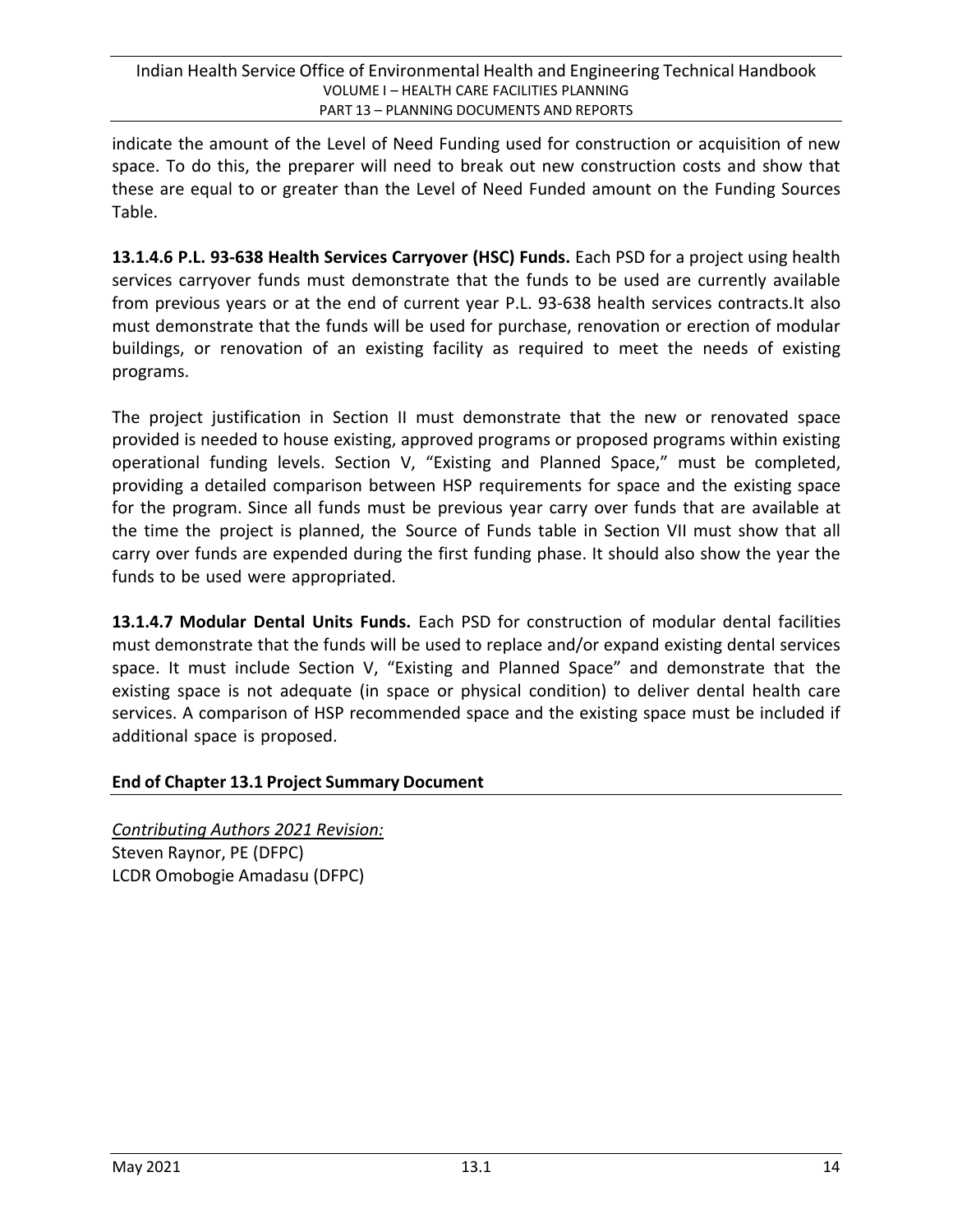indicate the amount of the Level of Need Funding used for construction or acquisition of new space. To do this, the preparer will need to break out new construction costs and show that these are equal to or greater than the Level of Need Funded amount on the Funding Sources Table.

**13.1.4.6 P.L. 93-638 Health Services Carryover (HSC) Funds.** Each PSD for a project using health services carryover funds must demonstrate that the funds to be used are currently available from previous years or at the end of current year P.L. 93-638 health services contracts.It also must demonstrate that the funds will be used for purchase, renovation or erection of modular buildings, or renovation of an existing facility as required to meet the needs of existing programs.

The project justification in Section II must demonstrate that the new or renovated space provided is needed to house existing, approved programs or proposed programs within existing operational funding levels. Section V, "Existing and Planned Space," must be completed, providing a detailed comparison between HSP requirements for space and the existing space for the program. Since all funds must be previous year carry over funds that are available at the time the project is planned, the Source of Funds table in Section VII must show that all carry over funds are expended during the first funding phase. It should also show the year the funds to be used were appropriated.

**13.1.4.7 Modular Dental Units Funds.** Each PSD for construction of modular dental facilities must demonstrate that the funds will be used to replace and/or expand existing dental services space. It must include Section V, "Existing and Planned Space" and demonstrate that the existing space is not adequate (in space or physical condition) to deliver dental health care services. A comparison of HSP recommended space and the existing space must be included if additional space is proposed.

**End of Chapter 13.1 Project Summary Document**

*Contributing Authors 2021 Revision:*
Steven Raynor, PE (DFPC)
LCDR Omobogie Amadasu (DFPC)